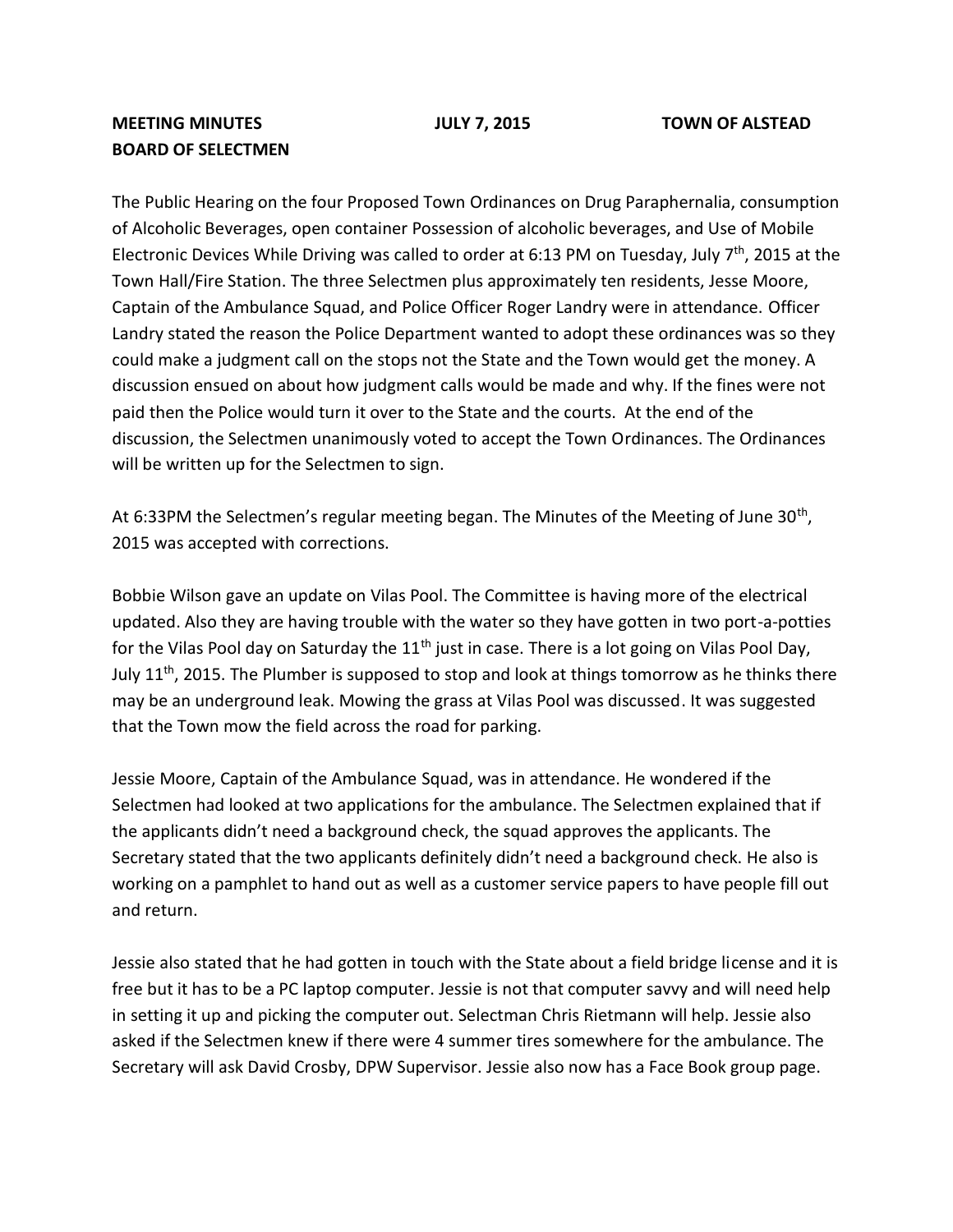**MEETING MINUTES** **JULY 7, 2015** **TOWN OF ALSTEAD**
**BOARD OF SELECTMEN**

The Public Hearing on the four Proposed Town Ordinances on Drug Paraphernalia, consumption of Alcoholic Beverages, open container Possession of alcoholic beverages, and Use of Mobile Electronic Devices While Driving was called to order at 6:13 PM on Tuesday, July 7th, 2015 at the Town Hall/Fire Station. The three Selectmen plus approximately ten residents, Jesse Moore, Captain of the Ambulance Squad, and Police Officer Roger Landry were in attendance. Officer Landry stated the reason the Police Department wanted to adopt these ordinances was so they could make a judgment call on the stops not the State and the Town would get the money. A discussion ensued on about how judgment calls would be made and why. If the fines were not paid then the Police would turn it over to the State and the courts. At the end of the discussion, the Selectmen unanimously voted to accept the Town Ordinances. The Ordinances will be written up for the Selectmen to sign.

At 6:33PM the Selectmen's regular meeting began. The Minutes of the Meeting of June 30th, 2015 was accepted with corrections.

Bobbie Wilson gave an update on Vilas Pool. The Committee is having more of the electrical updated. Also they are having trouble with the water so they have gotten in two port-a-potties for the Vilas Pool day on Saturday the 11th just in case. There is a lot going on Vilas Pool Day, July 11th, 2015. The Plumber is supposed to stop and look at things tomorrow as he thinks there may be an underground leak. Mowing the grass at Vilas Pool was discussed. It was suggested that the Town mow the field across the road for parking.

Jessie Moore, Captain of the Ambulance Squad, was in attendance. He wondered if the Selectmen had looked at two applications for the ambulance. The Selectmen explained that if the applicants didn't need a background check, the squad approves the applicants. The Secretary stated that the two applicants definitely didn't need a background check. He also is working on a pamphlet to hand out as well as a customer service papers to have people fill out and return.

Jessie also stated that he had gotten in touch with the State about a field bridge license and it is free but it has to be a PC laptop computer. Jessie is not that computer savvy and will need help in setting it up and picking the computer out. Selectman Chris Rietmann will help. Jessie also asked if the Selectmen knew if there were 4 summer tires somewhere for the ambulance. The Secretary will ask David Crosby, DPW Supervisor. Jessie also now has a Face Book group page.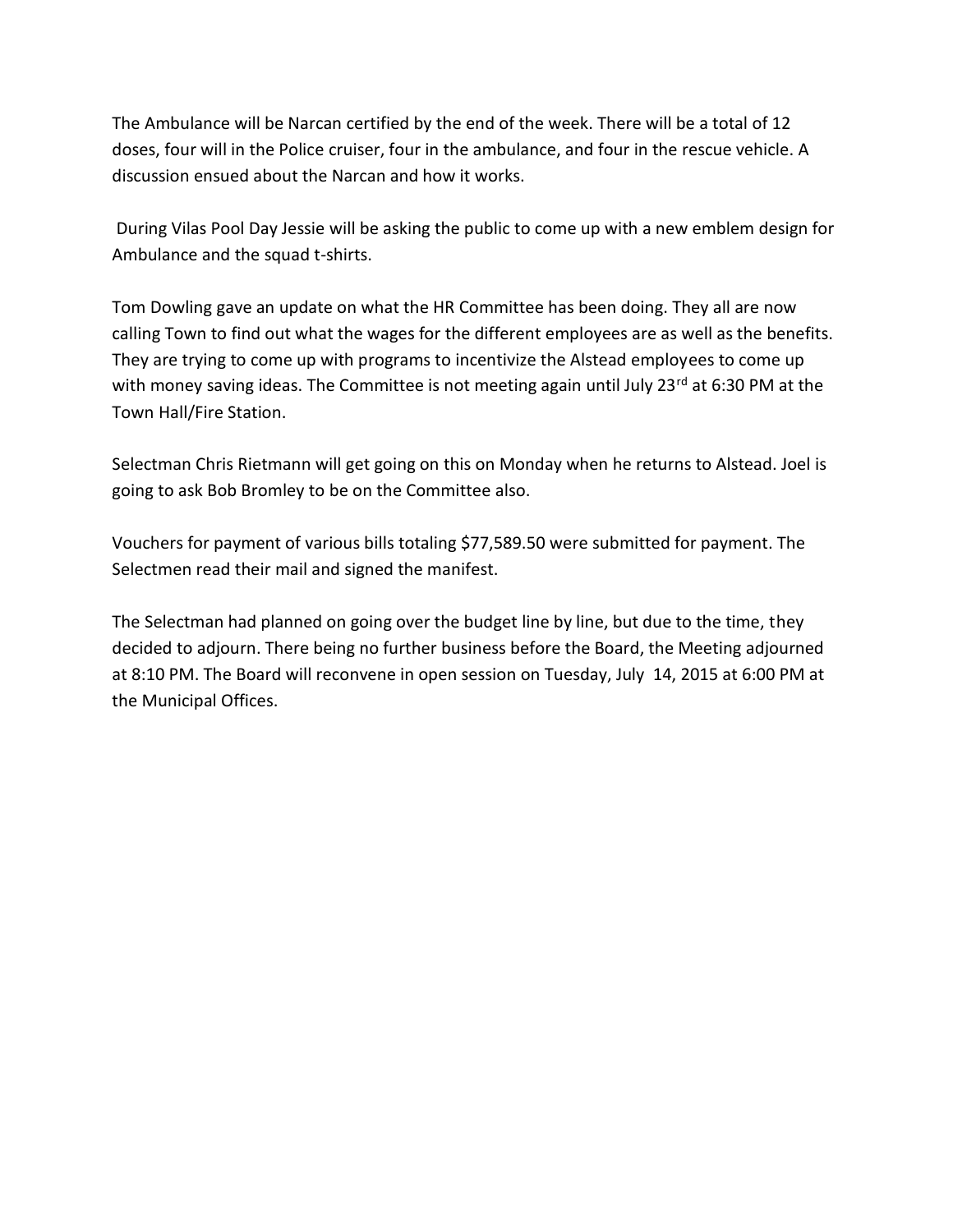The Ambulance will be Narcan certified by the end of the week. There will be a total of 12 doses, four will in the Police cruiser, four in the ambulance, and four in the rescue vehicle. A discussion ensued about the Narcan and how it works.

During Vilas Pool Day Jessie will be asking the public to come up with a new emblem design for Ambulance and the squad t-shirts.

Tom Dowling gave an update on what the HR Committee has been doing. They all are now calling Town to find out what the wages for the different employees are as well as the benefits. They are trying to come up with programs to incentivize the Alstead employees to come up with money saving ideas. The Committee is not meeting again until July 23rd at 6:30 PM at the Town Hall/Fire Station.

Selectman Chris Rietmann will get going on this on Monday when he returns to Alstead. Joel is going to ask Bob Bromley to be on the Committee also.

Vouchers for payment of various bills totaling $77,589.50 were submitted for payment. The Selectmen read their mail and signed the manifest.

The Selectman had planned on going over the budget line by line, but due to the time, they decided to adjourn. There being no further business before the Board, the Meeting adjourned at 8:10 PM. The Board will reconvene in open session on Tuesday, July 14, 2015 at 6:00 PM at the Municipal Offices.